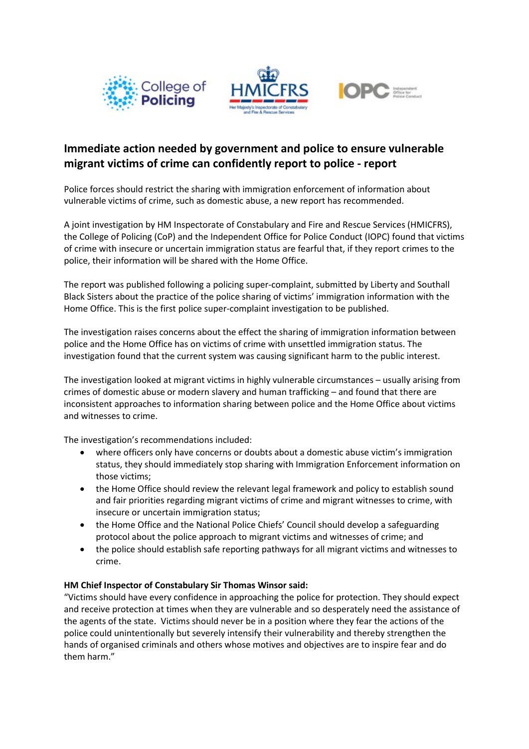# Immediate action needed by government and police to ensure vulnerable migrant victims of crime can confidently report to police - report

Police forces should restrict the sharing with immigration enforcement of information about vulnerable victims of crime, such as domestic abuse, a new report has recommended.

A joint investigation by HM Inspectorate of Constabulary and Fire and Rescue Services (HMICFRS), the College of Policing (CoP) and the Independent Office for Police Conduct (IOPC) found that victims of crime with insecure or uncertain immigration status are fearful that, if they report crimes to the police, their information will be shared with the Home Office.

The report was published following a policing super-complaint, submitted by Liberty and Southall Black Sisters about the practice of the police sharing of victims' immigration information with the Home Office. This is the first police super-complaint investigation to be published.

The investigation raises concerns about the effect the sharing of immigration information between police and the Home Office has on victims of crime with unsettled immigration status. The investigation found that the current system was causing significant harm to the public interest.

The investigation looked at migrant victims in highly vulnerable circumstances – usually arising from crimes of domestic abuse or modern slavery and human trafficking – and found that there are inconsistent approaches to information sharing between police and the Home Office about victims and witnesses to crime.

The investigation's recommendations included:

- where officers only have concerns or doubts about a domestic abuse victim's immigration status, they should immediately stop sharing with Immigration Enforcement information on those victims;
- the Home Office should review the relevant legal framework and policy to establish sound and fair priorities regarding migrant victims of crime and migrant witnesses to crime, with insecure or uncertain immigration status;
- the Home Office and the National Police Chiefs' Council should develop a safeguarding protocol about the police approach to migrant victims and witnesses of crime; and
- the police should establish safe reporting pathways for all migrant victims and witnesses to crime.

**HM Chief Inspector of Constabulary Sir Thomas Winsor said:**
"Victims should have every confidence in approaching the police for protection. They should expect and receive protection at times when they are vulnerable and so desperately need the assistance of the agents of the state. Victims should never be in a position where they fear the actions of the police could unintentionally but severely intensify their vulnerability and thereby strengthen the hands of organised criminals and others whose motives and objectives are to inspire fear and do them harm."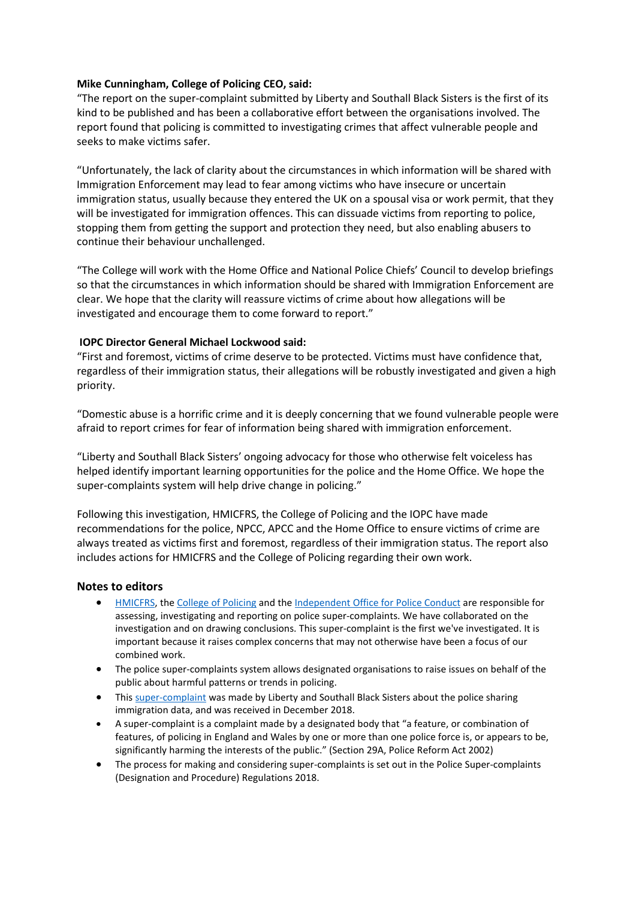**Mike Cunningham, College of Policing CEO, said:**

"The report on the super-complaint submitted by Liberty and Southall Black Sisters is the first of its kind to be published and has been a collaborative effort between the organisations involved. The report found that policing is committed to investigating crimes that affect vulnerable people and seeks to make victims safer.

"Unfortunately, the lack of clarity about the circumstances in which information will be shared with Immigration Enforcement may lead to fear among victims who have insecure or uncertain immigration status, usually because they entered the UK on a spousal visa or work permit, that they will be investigated for immigration offences. This can dissuade victims from reporting to police, stopping them from getting the support and protection they need, but also enabling abusers to continue their behaviour unchallenged.

"The College will work with the Home Office and National Police Chiefs' Council to develop briefings so that the circumstances in which information should be shared with Immigration Enforcement are clear. We hope that the clarity will reassure victims of crime about how allegations will be investigated and encourage them to come forward to report."

**IOPC Director General Michael Lockwood said:**

"First and foremost, victims of crime deserve to be protected. Victims must have confidence that, regardless of their immigration status, their allegations will be robustly investigated and given a high priority.

"Domestic abuse is a horrific crime and it is deeply concerning that we found vulnerable people were afraid to report crimes for fear of information being shared with immigration enforcement.

"Liberty and Southall Black Sisters' ongoing advocacy for those who otherwise felt voiceless has helped identify important learning opportunities for the police and the Home Office. We hope the super-complaints system will help drive change in policing."

Following this investigation, HMICFRS, the College of Policing and the IOPC have made recommendations for the police, NPCC, APCC and the Home Office to ensure victims of crime are always treated as victims first and foremost, regardless of their immigration status. The report also includes actions for HMICFRS and the College of Policing regarding their own work.

## Notes to editors

- HMICFRS, the College of Policing and the Independent Office for Police Conduct are responsible for assessing, investigating and reporting on police super-complaints. We have collaborated on the investigation and on drawing conclusions. This super-complaint is the first we've investigated. It is important because it raises complex concerns that may not otherwise have been a focus of our combined work.
- The police super-complaints system allows designated organisations to raise issues on behalf of the public about harmful patterns or trends in policing.
- This super-complaint was made by Liberty and Southall Black Sisters about the police sharing immigration data, and was received in December 2018.
- A super-complaint is a complaint made by a designated body that "a feature, or combination of features, of policing in England and Wales by one or more than one police force is, or appears to be, significantly harming the interests of the public." (Section 29A, Police Reform Act 2002)
- The process for making and considering super-complaints is set out in the Police Super-complaints (Designation and Procedure) Regulations 2018.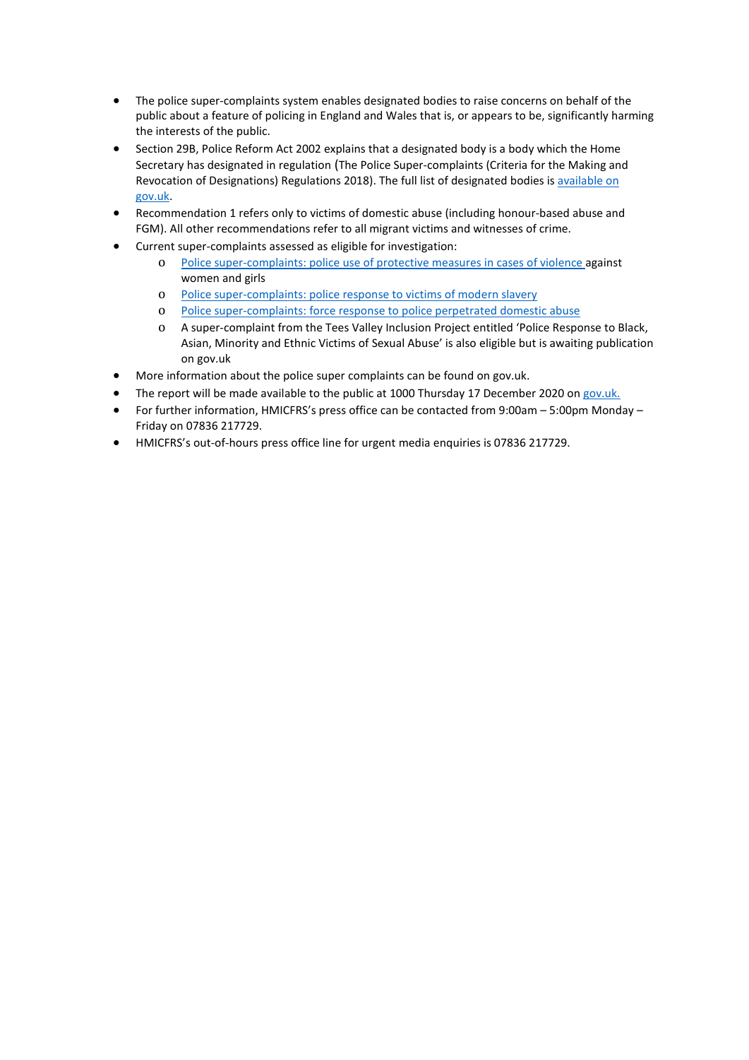- The police super-complaints system enables designated bodies to raise concerns on behalf of the public about a feature of policing in England and Wales that is, or appears to be, significantly harming the interests of the public.
- Section 29B, Police Reform Act 2002 explains that a designated body is a body which the Home Secretary has designated in regulation (The Police Super-complaints (Criteria for the Making and Revocation of Designations) Regulations 2018). The full list of designated bodies is available on gov.uk.
- Recommendation 1 refers only to victims of domestic abuse (including honour-based abuse and FGM). All other recommendations refer to all migrant victims and witnesses of crime.
- Current super-complaints assessed as eligible for investigation:
  - Police super-complaints: police use of protective measures in cases of violence against women and girls
  - Police super-complaints: police response to victims of modern slavery
  - Police super-complaints: force response to police perpetrated domestic abuse
  - A super-complaint from the Tees Valley Inclusion Project entitled 'Police Response to Black, Asian, Minority and Ethnic Victims of Sexual Abuse' is also eligible but is awaiting publication on gov.uk
- More information about the police super complaints can be found on gov.uk.
- The report will be made available to the public at 1000 Thursday 17 December 2020 on gov.uk.
- For further information, HMICFRS's press office can be contacted from 9:00am – 5:00pm Monday – Friday on 07836 217729.
- HMICFRS's out-of-hours press office line for urgent media enquiries is 07836 217729.